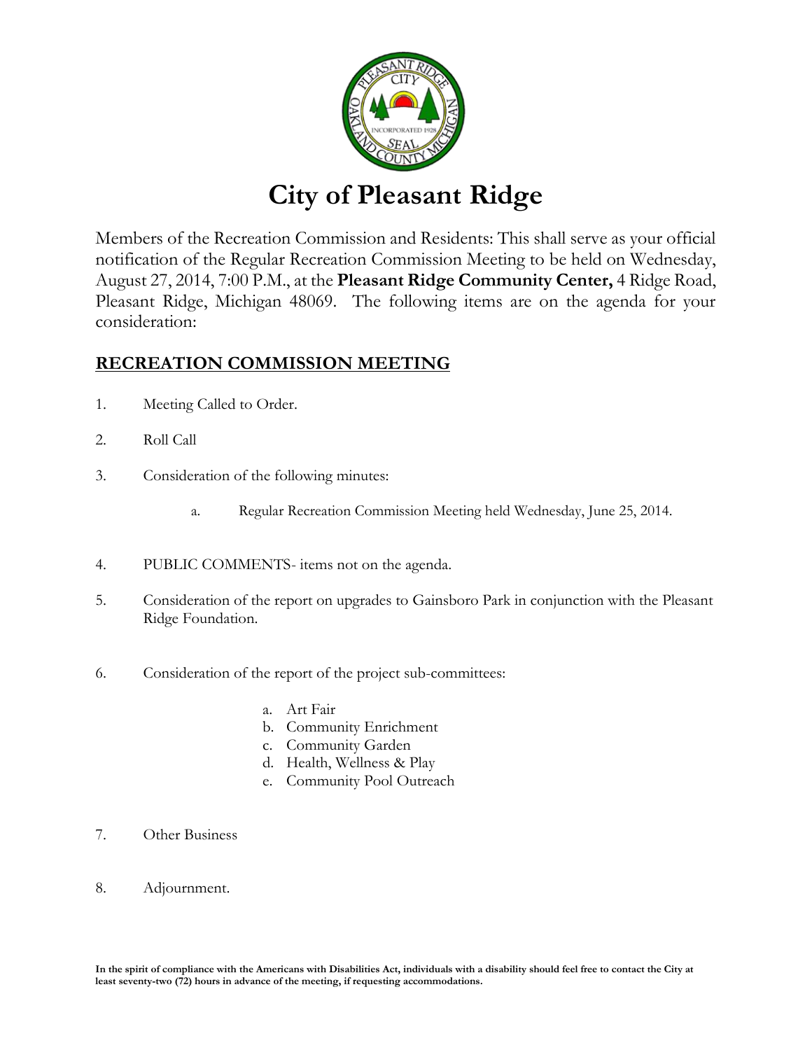# City of Pleasant Ridge

Members of the Recreation Commission and Residents: This shall serve as your official notification of the Regular Recreation Commission Meeting to be held on Wednesday, August 27, 2014, 7:00 P.M., at the **Pleasant Ridge Community Center,** 4 Ridge Road, Pleasant Ridge, Michigan 48069. The following items are on the agenda for your consideration:

## RECREATION COMMISSION MEETING

1. Meeting Called to Order.

2. Roll Call

3. Consideration of the following minutes:

   a. Regular Recreation Commission Meeting held Wednesday, June 25, 2014.

4. PUBLIC COMMENTS- items not on the agenda.

5. Consideration of the report on upgrades to Gainsboro Park in conjunction with the Pleasant Ridge Foundation.

6. Consideration of the report of the project sub-committees:

   a. Art Fair
   b. Community Enrichment
   c. Community Garden
   d. Health, Wellness & Play
   e. Community Pool Outreach

7. Other Business

8. Adjournment.

**In the spirit of compliance with the Americans with Disabilities Act, individuals with a disability should feel free to contact the City at least seventy-two (72) hours in advance of the meeting, if requesting accommodations.**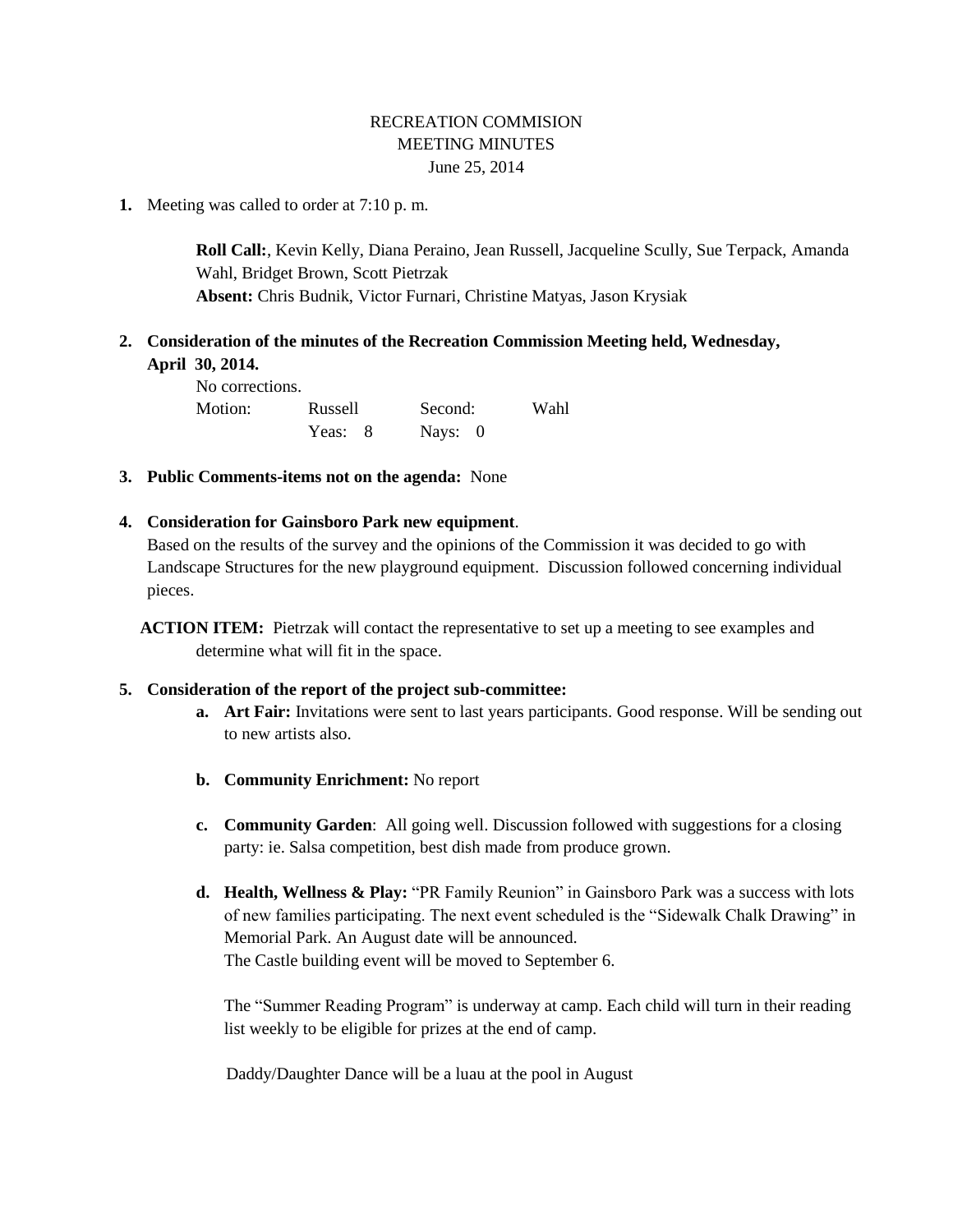# RECREATION COMMISION
## MEETING MINUTES
June 25, 2014

1. Meeting was called to order at 7:10 p. m.

   **Roll Call:**, Kevin Kelly, Diana Peraino, Jean Russell, Jacqueline Scully, Sue Terpack, Amanda Wahl, Bridget Brown, Scott Pietrzak
   **Absent:** Chris Budnik, Victor Furnari, Christine Matyas, Jason Krysiak

2. **Consideration of the minutes of the Recreation Commission Meeting held, Wednesday, April 30, 2014.**

   No corrections.

   | Motion: | Russell | Second: | Wahl |
   |---|---|---|---|
   | | Yeas: 8 | Nays: 0 | |

3. **Public Comments-items not on the agenda:** None

4. **Consideration for Gainsboro Park new equipment**.
   Based on the results of the survey and the opinions of the Commission it was decided to go with Landscape Structures for the new playground equipment. Discussion followed concerning individual pieces.

   **ACTION ITEM:** Pietrzak will contact the representative to set up a meeting to see examples and determine what will fit in the space.

5. **Consideration of the report of the project sub-committee:**

   a. **Art Fair:** Invitations were sent to last years participants. Good response. Will be sending out to new artists also.

   b. **Community Enrichment:** No report

   c. **Community Garden**: All going well. Discussion followed with suggestions for a closing party: ie. Salsa competition, best dish made from produce grown.

   d. **Health, Wellness & Play:** "PR Family Reunion" in Gainsboro Park was a success with lots of new families participating. The next event scheduled is the "Sidewalk Chalk Drawing" in Memorial Park. An August date will be announced.
   The Castle building event will be moved to September 6.

   The "Summer Reading Program" is underway at camp. Each child will turn in their reading list weekly to be eligible for prizes at the end of camp.

   Daddy/Daughter Dance will be a luau at the pool in August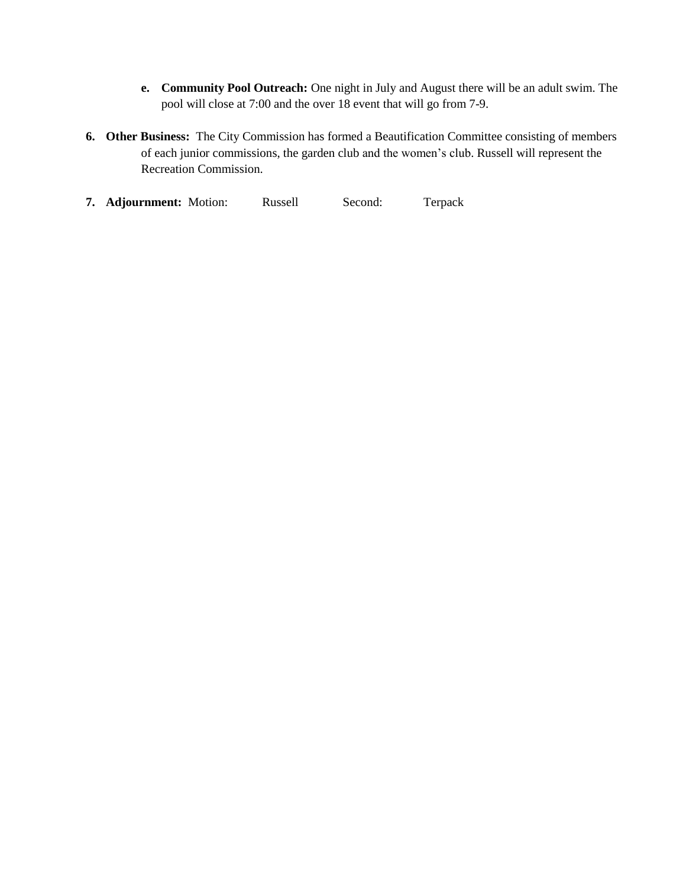e. **Community Pool Outreach:** One night in July and August there will be an adult swim. The pool will close at 7:00 and the over 18 event that will go from 7-9.

6. **Other Business:** The City Commission has formed a Beautification Committee consisting of members of each junior commissions, the garden club and the women's club. Russell will represent the Recreation Commission.

7. **Adjournment:** Motion: Russell Second: Terpack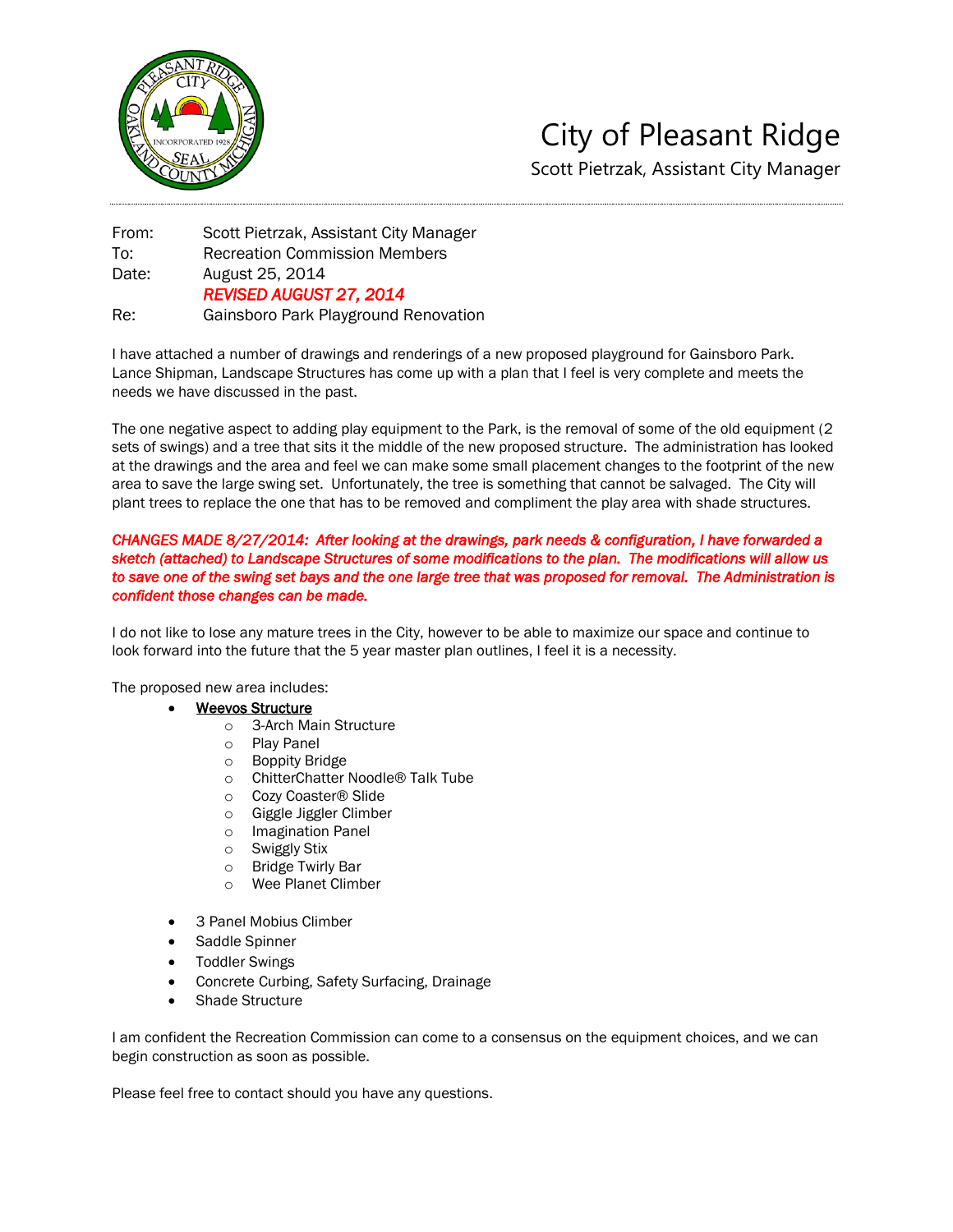# City of Pleasant Ridge

Scott Pietrzak, Assistant City Manager

From: Scott Pietrzak, Assistant City Manager
To: Recreation Commission Members
Date: August 25, 2014
*REVISED AUGUST 27, 2014*
Re: Gainsboro Park Playground Renovation

I have attached a number of drawings and renderings of a new proposed playground for Gainsboro Park. Lance Shipman, Landscape Structures has come up with a plan that I feel is very complete and meets the needs we have discussed in the past.

The one negative aspect to adding play equipment to the Park, is the removal of some of the old equipment (2 sets of swings) and a tree that sits it the middle of the new proposed structure. The administration has looked at the drawings and the area and feel we can make some small placement changes to the footprint of the new area to save the large swing set. Unfortunately, the tree is something that cannot be salvaged. The City will plant trees to replace the one that has to be removed and compliment the play area with shade structures.

***CHANGES MADE 8/27/2014: After looking at the drawings, park needs & configuration, I have forwarded a sketch (attached) to Landscape Structures of some modifications to the plan. The modifications will allow us to save one of the swing set bays and the one large tree that was proposed for removal. The Administration is confident those changes can be made.***

I do not like to lose any mature trees in the City, however to be able to maximize our space and continue to look forward into the future that the 5 year master plan outlines, I feel it is a necessity.

The proposed new area includes:

- <u>Weevos Structure</u>
  - 3-Arch Main Structure
  - Play Panel
  - Boppity Bridge
  - ChitterChatter Noodle® Talk Tube
  - Cozy Coaster® Slide
  - Giggle Jiggler Climber
  - Imagination Panel
  - Swiggly Stix
  - Bridge Twirly Bar
  - Wee Planet Climber
- 3 Panel Mobius Climber
- Saddle Spinner
- Toddler Swings
- Concrete Curbing, Safety Surfacing, Drainage
- Shade Structure

I am confident the Recreation Commission can come to a consensus on the equipment choices, and we can begin construction as soon as possible.

Please feel free to contact should you have any questions.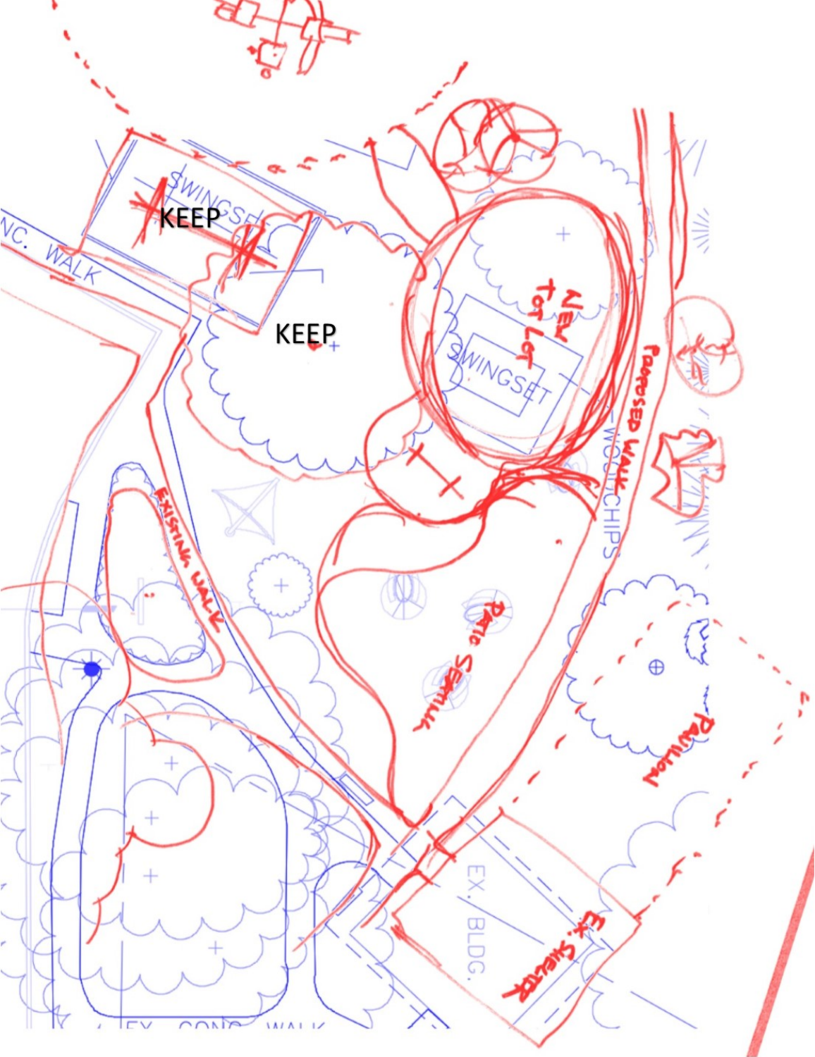KEEP

KEEP

SWINGSET

NC. WALK

NEW TOT LOT

SWINGSET

PROPOSED WALK

WOODCHIPS

EXISTING WALK

PATIO SEATING

PAVILION

EX. BLDG.

EX. SHELTER

EX. CONC. WALK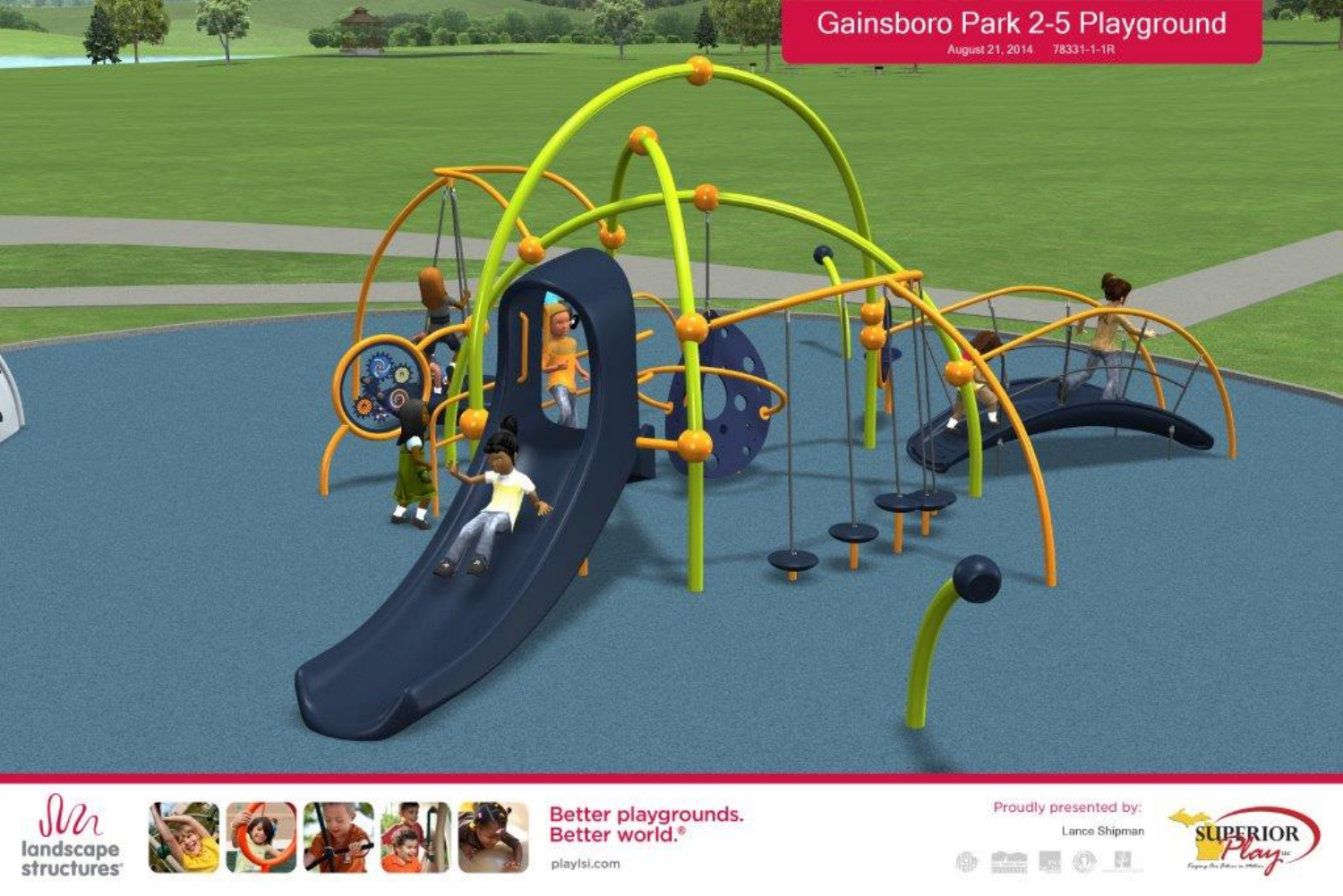# Gainsboro Park 2-5 Playground

August 21, 2014    78331-1-1R

landscape structures

**Better playgrounds. Better world.®**

playlsi.com

Proudly presented by:

Lance Shipman

SUPERIOR Play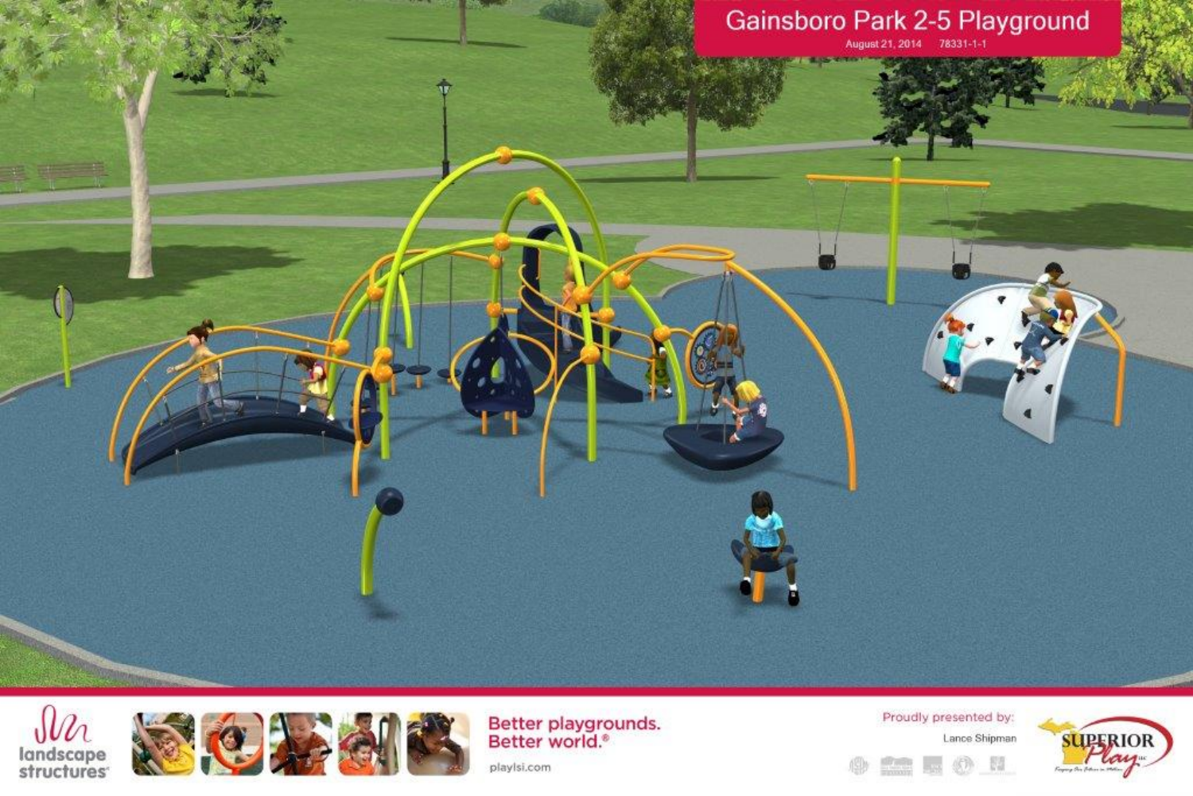# Gainsboro Park 2-5 Playground

August 21, 2014 78331-1-1

landscape structures

Better playgrounds. Better world.®

playlsi.com

Proudly presented by:

Lance Shipman

Superior Play